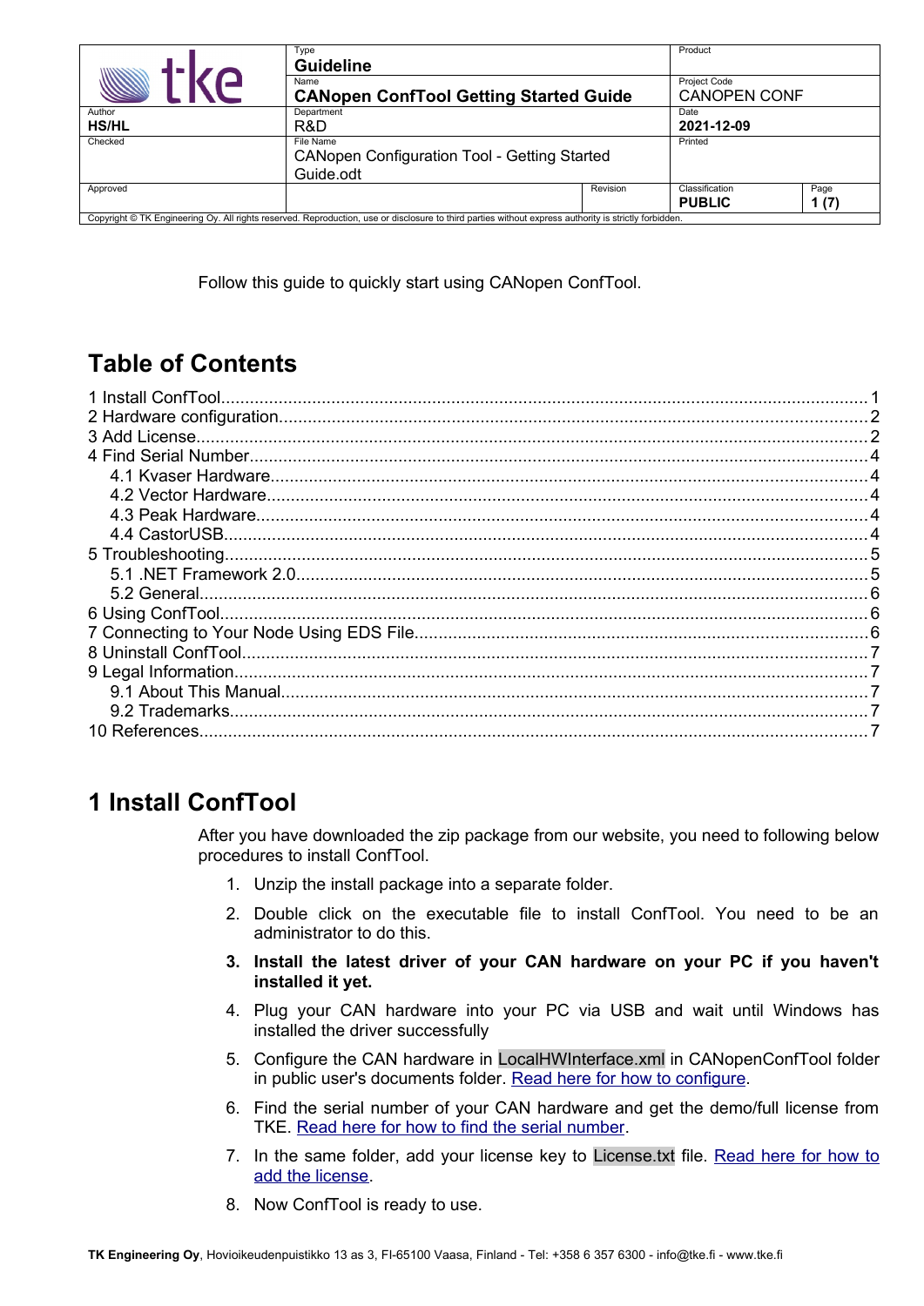| tke | Type<br>**Guideline** | | Product | |
|---|---|---|---|---|
| | Name<br>**CANopen ConfTool Getting Started Guide** | | Project Code<br>CANOPEN CONF | |
| Author<br>**HS/HL** | Department<br>R&D | | Date<br>**2021-12-09** | |
| Checked | File Name<br>CANopen Configuration Tool - Getting Started Guide.odt | | Printed | |
| Approved | | Revision | Classification<br>**PUBLIC** | Page<br>**1 (7)** |

Copyright © TK Engineering Oy. All rights reserved. Reproduction, use or disclosure to third parties without express authority is strictly forbidden.

Follow this guide to quickly start using CANopen ConfTool.

## Table of Contents

1 Install ConfTool....1
2 Hardware configuration....2
3 Add License....2
4 Find Serial Number....4
  4.1 Kvaser Hardware....4
  4.2 Vector Hardware....4
  4.3 Peak Hardware....4
  4.4 CastorUSB....4
5 Troubleshooting....5
  5.1 .NET Framework 2.0....5
  5.2 General....6
6 Using ConfTool....6
7 Connecting to Your Node Using EDS File....6
8 Uninstall ConfTool....7
9 Legal Information....7
  9.1 About This Manual....7
  9.2 Trademarks....7
10 References....7

# 1 Install ConfTool

After you have downloaded the zip package from our website, you need to following below procedures to install ConfTool.

1. Unzip the install package into a separate folder.
2. Double click on the executable file to install ConfTool. You need to be an administrator to do this.
3. **Install the latest driver of your CAN hardware on your PC if you haven't installed it yet.**
4. Plug your CAN hardware into your PC via USB and wait until Windows has installed the driver successfully
5. Configure the CAN hardware in LocalHWInterface.xml in CANopenConfTool folder in public user's documents folder. Read here for how to configure.
6. Find the serial number of your CAN hardware and get the demo/full license from TKE. Read here for how to find the serial number.
7. In the same folder, add your license key to License.txt file. Read here for how to add the license.
8. Now ConfTool is ready to use.

**TK Engineering Oy**, Hovioikeudenpuistikko 13 as 3, FI-65100 Vaasa, Finland - Tel: +358 6 357 6300 - info@tke.fi - www.tke.fi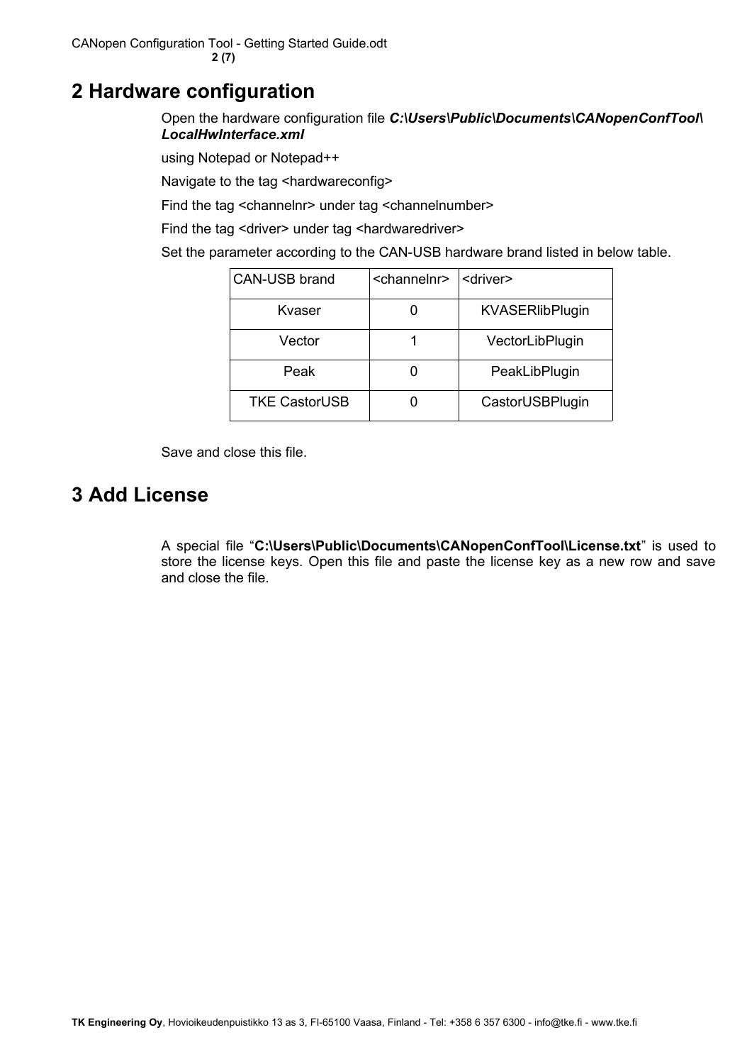# 2 Hardware configuration

Open the hardware configuration file ***C:\Users\Public\Documents\CANopenConfTool\LocalHwInterface.xml***

using Notepad or Notepad++

Navigate to the tag <hardwareconfig>

Find the tag <channelnr> under tag <channelnumber>

Find the tag <driver> under tag <hardwaredriver>

Set the parameter according to the CAN-USB hardware brand listed in below table.

| CAN-USB brand | <channelnr> | <driver> |
|---|---|---|
| Kvaser | 0 | KVASERlibPlugin |
| Vector | 1 | VectorLibPlugin |
| Peak | 0 | PeakLibPlugin |
| TKE CastorUSB | 0 | CastorUSBPlugin |

Save and close this file.

# 3 Add License

A special file "**C:\Users\Public\Documents\CANopenConfTool\License.txt**" is used to store the license keys. Open this file and paste the license key as a new row and save and close the file.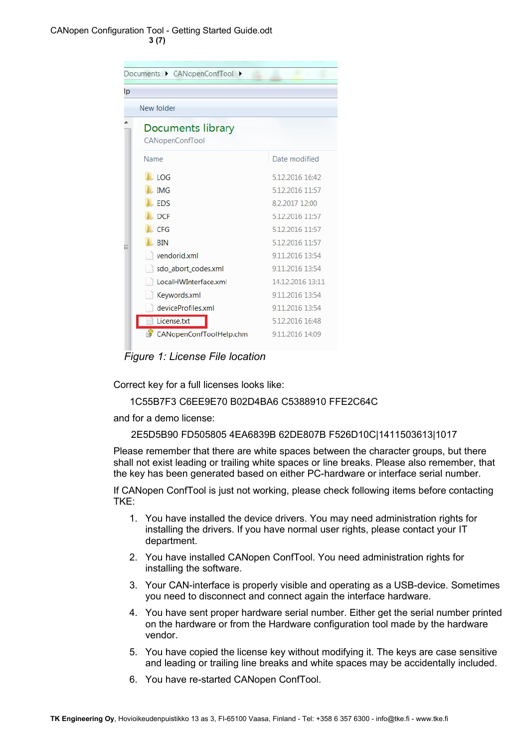*Figure 1: License File location*

Correct key for a full licenses looks like:

1C55B7F3 C6EE9E70 B02D4BA6 C5388910 FFE2C64C

and for a demo license:

2E5D5B90 FD505805 4EA6839B 62DE807B F526D10C|1411503613|1017

Please remember that there are white spaces between the character groups, but there shall not exist leading or trailing white spaces or line breaks. Please also remember, that the key has been generated based on either PC-hardware or interface serial number.

If CANopen ConfTool is just not working, please check following items before contacting TKE:

1. You have installed the device drivers. You may need administration rights for installing the drivers. If you have normal user rights, please contact your IT department.
2. You have installed CANopen ConfTool. You need administration rights for installing the software.
3. Your CAN-interface is properly visible and operating as a USB-device. Sometimes you need to disconnect and connect again the interface hardware.
4. You have sent proper hardware serial number. Either get the serial number printed on the hardware or from the Hardware configuration tool made by the hardware vendor.
5. You have copied the license key without modifying it. The keys are case sensitive and leading or trailing line breaks and white spaces may be accidentally included.
6. You have re-started CANopen ConfTool.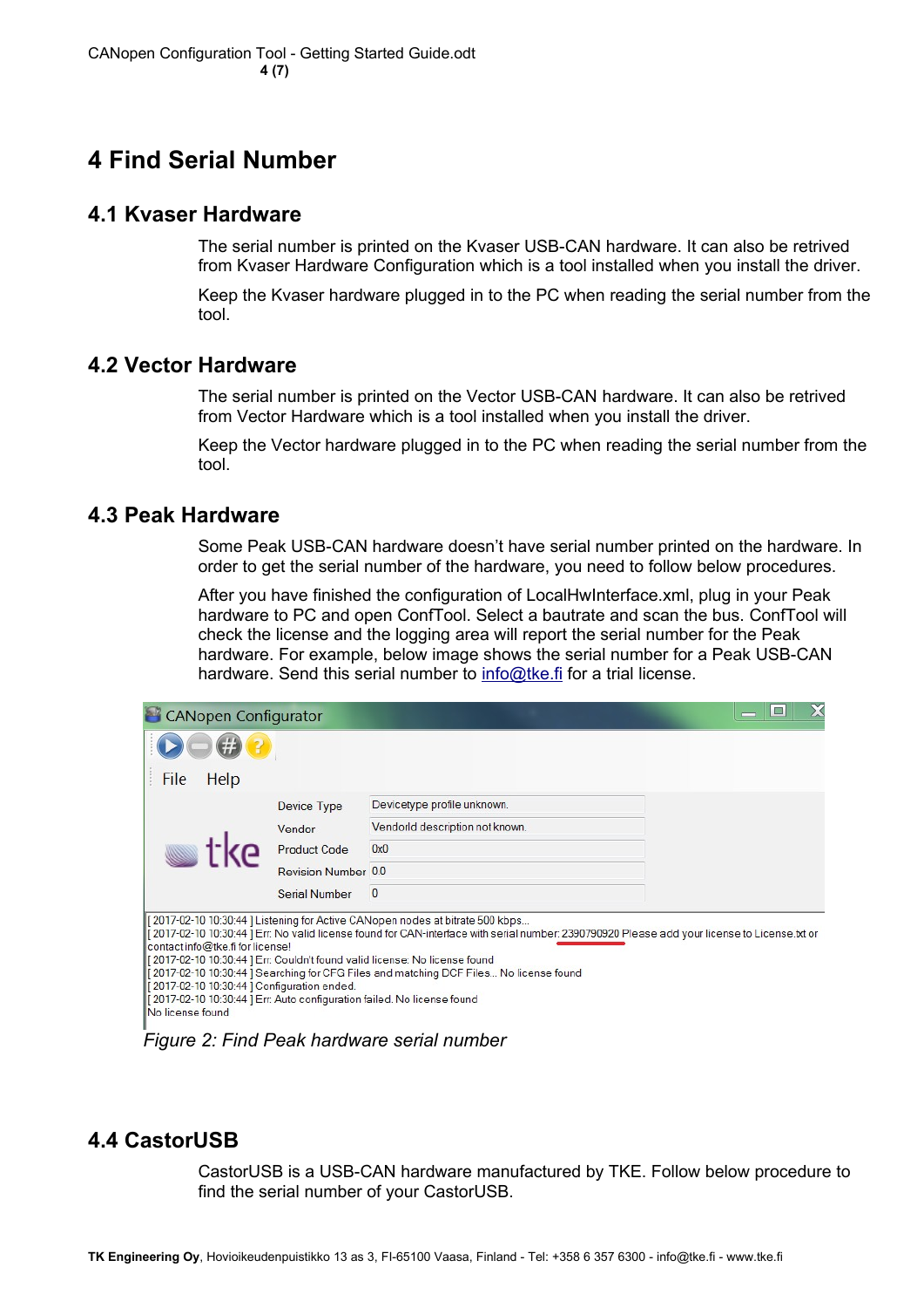# 4 Find Serial Number

## 4.1 Kvaser Hardware

The serial number is printed on the Kvaser USB-CAN hardware. It can also be retrived from Kvaser Hardware Configuration which is a tool installed when you install the driver.

Keep the Kvaser hardware plugged in to the PC when reading the serial number from the tool.

## 4.2 Vector Hardware

The serial number is printed on the Vector USB-CAN hardware. It can also be retrived from Vector Hardware which is a tool installed when you install the driver.

Keep the Vector hardware plugged in to the PC when reading the serial number from the tool.

## 4.3 Peak Hardware

Some Peak USB-CAN hardware doesn't have serial number printed on the hardware. In order to get the serial number of the hardware, you need to follow below procedures.

After you have finished the configuration of LocalHwInterface.xml, plug in your Peak hardware to PC and open ConfTool. Select a bautrate and scan the bus. ConfTool will check the license and the logging area will report the serial number for the Peak hardware. For example, below image shows the serial number for a Peak USB-CAN hardware. Send this serial number to info@tke.fi for a trial license.

*Figure 2: Find Peak hardware serial number*

## 4.4 CastorUSB

CastorUSB is a USB-CAN hardware manufactured by TKE. Follow below procedure to find the serial number of your CastorUSB.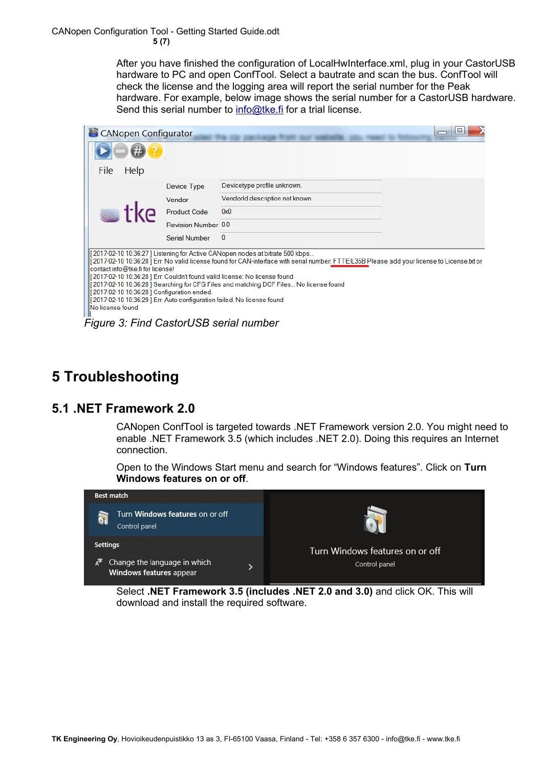After you have finished the configuration of LocalHwInterface.xml, plug in your CastorUSB hardware to PC and open ConfTool. Select a bautrate and scan the bus. ConfTool will check the license and the logging area will report the serial number for the Peak hardware. For example, below image shows the serial number for a CastorUSB hardware. Send this serial number to info@tke.fi for a trial license.

*Figure 3: Find CastorUSB serial number*

# 5 Troubleshooting

## 5.1 .NET Framework 2.0

CANopen ConfTool is targeted towards .NET Framework version 2.0. You might need to enable .NET Framework 3.5 (which includes .NET 2.0). Doing this requires an Internet connection.

Open to the Windows Start menu and search for “Windows features”. Click on **Turn Windows features on or off**.

Select **.NET Framework 3.5 (includes .NET 2.0 and 3.0)** and click OK. This will download and install the required software.

**TK Engineering Oy**, Hovioikeudenpuistikko 13 as 3, FI-65100 Vaasa, Finland - Tel: +358 6 357 6300 - info@tke.fi - www.tke.fi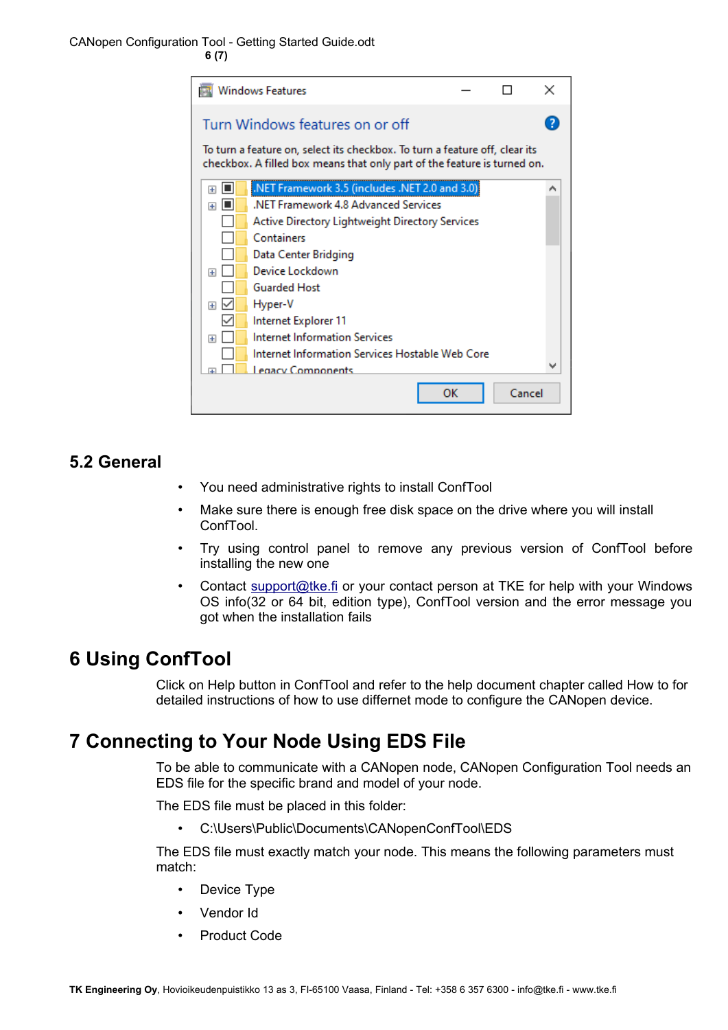## 5.2 General

- You need administrative rights to install ConfTool
- Make sure there is enough free disk space on the drive where you will install ConfTool.
- Try using control panel to remove any previous version of ConfTool before installing the new one
- Contact support@tke.fi or your contact person at TKE for help with your Windows OS info(32 or 64 bit, edition type), ConfTool version and the error message you got when the installation fails

# 6 Using ConfTool

Click on Help button in ConfTool and refer to the help document chapter called How to for detailed instructions of how to use differnet mode to configure the CANopen device.

# 7 Connecting to Your Node Using EDS File

To be able to communicate with a CANopen node, CANopen Configuration Tool needs an EDS file for the specific brand and model of your node.

The EDS file must be placed in this folder:

- C:\Users\Public\Documents\CANopenConfTool\EDS

The EDS file must exactly match your node. This means the following parameters must match:

- Device Type
- Vendor Id
- Product Code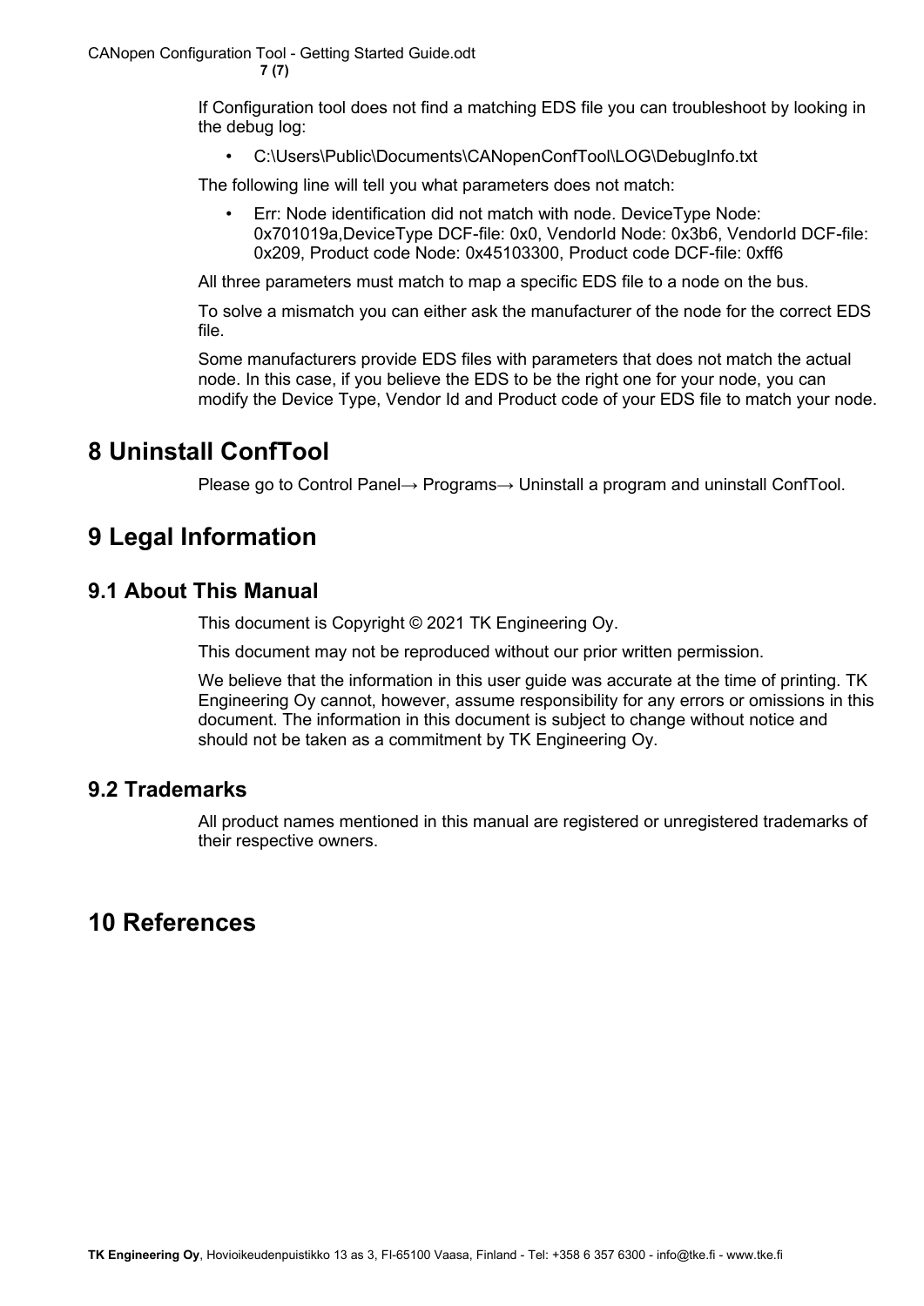If Configuration tool does not find a matching EDS file you can troubleshoot by looking in the debug log:

- C:\Users\Public\Documents\CANopenConfTool\LOG\DebugInfo.txt

The following line will tell you what parameters does not match:

- Err: Node identification did not match with node. DeviceType Node: 0x701019a,DeviceType DCF-file: 0x0, VendorId Node: 0x3b6, VendorId DCF-file: 0x209, Product code Node: 0x45103300, Product code DCF-file: 0xff6

All three parameters must match to map a specific EDS file to a node on the bus.

To solve a mismatch you can either ask the manufacturer of the node for the correct EDS file.

Some manufacturers provide EDS files with parameters that does not match the actual node. In this case, if you believe the EDS to be the right one for your node, you can modify the Device Type, Vendor Id and Product code of your EDS file to match your node.

# 8 Uninstall ConfTool

Please go to Control Panel→ Programs→ Uninstall a program and uninstall ConfTool.

# 9 Legal Information

## 9.1 About This Manual

This document is Copyright © 2021 TK Engineering Oy.

This document may not be reproduced without our prior written permission.

We believe that the information in this user guide was accurate at the time of printing. TK Engineering Oy cannot, however, assume responsibility for any errors or omissions in this document. The information in this document is subject to change without notice and should not be taken as a commitment by TK Engineering Oy.

## 9.2 Trademarks

All product names mentioned in this manual are registered or unregistered trademarks of their respective owners.

# 10 References